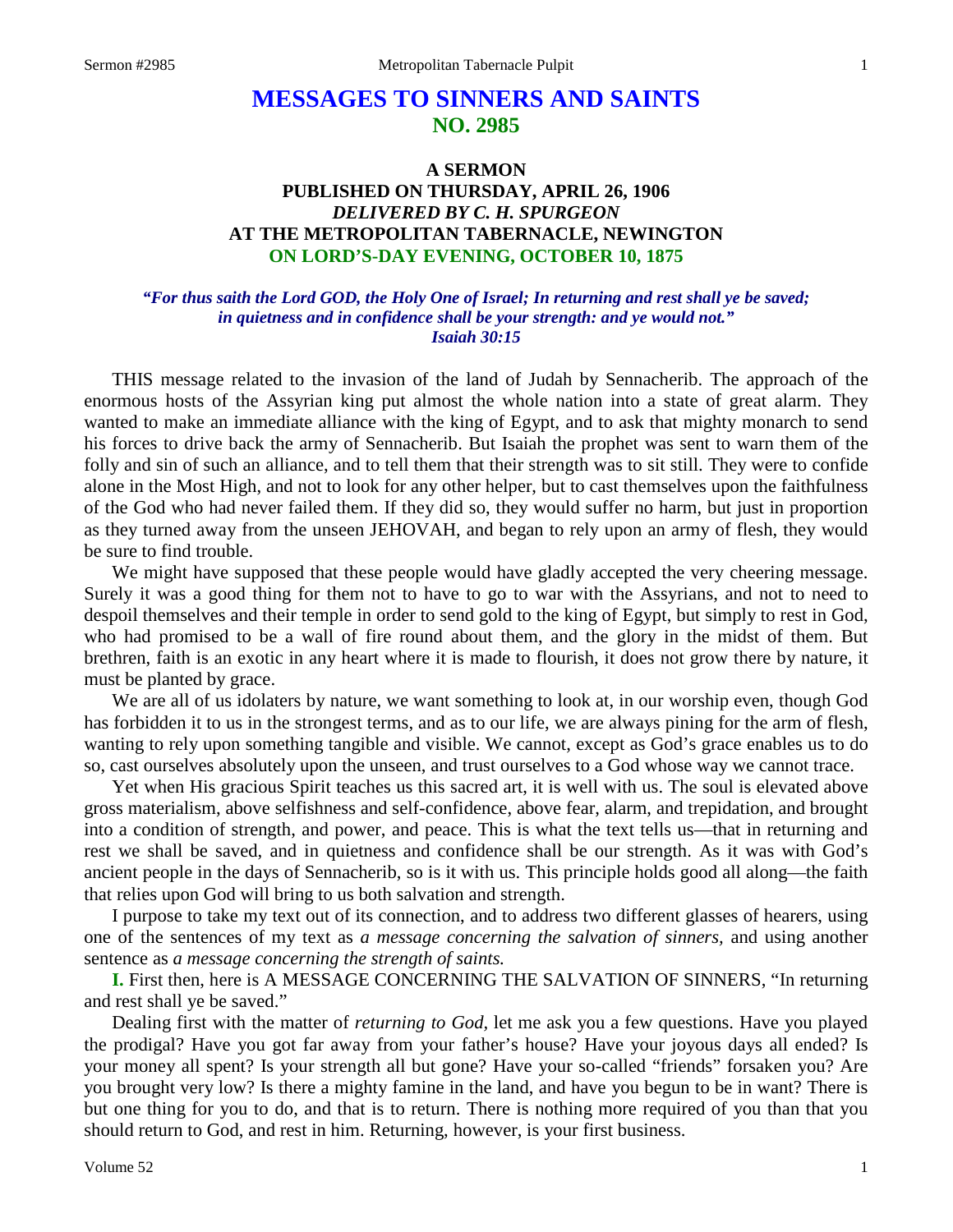# MESSAGES TO SINNERS AND SAINTS
## NO. 2985

### A SERMON
### PUBLISHED ON THURSDAY, APRIL 26, 1906
### *DELIVERED BY C. H. SPURGEON*
### AT THE METROPOLITAN TABERNACLE, NEWINGTON
### ON LORD'S-DAY EVENING, OCTOBER 10, 1875

*"For thus saith the Lord GOD, the Holy One of Israel; In returning and rest shall ye be saved; in quietness and in confidence shall be your strength: and ye would not." Isaiah 30:15*

THIS message related to the invasion of the land of Judah by Sennacherib. The approach of the enormous hosts of the Assyrian king put almost the whole nation into a state of great alarm. They wanted to make an immediate alliance with the king of Egypt, and to ask that mighty monarch to send his forces to drive back the army of Sennacherib. But Isaiah the prophet was sent to warn them of the folly and sin of such an alliance, and to tell them that their strength was to sit still. They were to confide alone in the Most High, and not to look for any other helper, but to cast themselves upon the faithfulness of the God who had never failed them. If they did so, they would suffer no harm, but just in proportion as they turned away from the unseen JEHOVAH, and began to rely upon an army of flesh, they would be sure to find trouble.

We might have supposed that these people would have gladly accepted the very cheering message. Surely it was a good thing for them not to have to go to war with the Assyrians, and not to need to despoil themselves and their temple in order to send gold to the king of Egypt, but simply to rest in God, who had promised to be a wall of fire round about them, and the glory in the midst of them. But brethren, faith is an exotic in any heart where it is made to flourish, it does not grow there by nature, it must be planted by grace.

We are all of us idolaters by nature, we want something to look at, in our worship even, though God has forbidden it to us in the strongest terms, and as to our life, we are always pining for the arm of flesh, wanting to rely upon something tangible and visible. We cannot, except as God's grace enables us to do so, cast ourselves absolutely upon the unseen, and trust ourselves to a God whose way we cannot trace.

Yet when His gracious Spirit teaches us this sacred art, it is well with us. The soul is elevated above gross materialism, above selfishness and self-confidence, above fear, alarm, and trepidation, and brought into a condition of strength, and power, and peace. This is what the text tells us—that in returning and rest we shall be saved, and in quietness and confidence shall be our strength. As it was with God's ancient people in the days of Sennacherib, so is it with us. This principle holds good all along—the faith that relies upon God will bring to us both salvation and strength.

I purpose to take my text out of its connection, and to address two different glasses of hearers, using one of the sentences of my text as *a message concerning the salvation of sinners,* and using another sentence as *a message concerning the strength of saints.*

**I.** First then, here is A MESSAGE CONCERNING THE SALVATION OF SINNERS, "In returning and rest shall ye be saved."

Dealing first with the matter of *returning to God,* let me ask you a few questions. Have you played the prodigal? Have you got far away from your father's house? Have your joyous days all ended? Is your money all spent? Is your strength all but gone? Have your so-called "friends" forsaken you? Are you brought very low? Is there a mighty famine in the land, and have you begun to be in want? There is but one thing for you to do, and that is to return. There is nothing more required of you than that you should return to God, and rest in him. Returning, however, is your first business.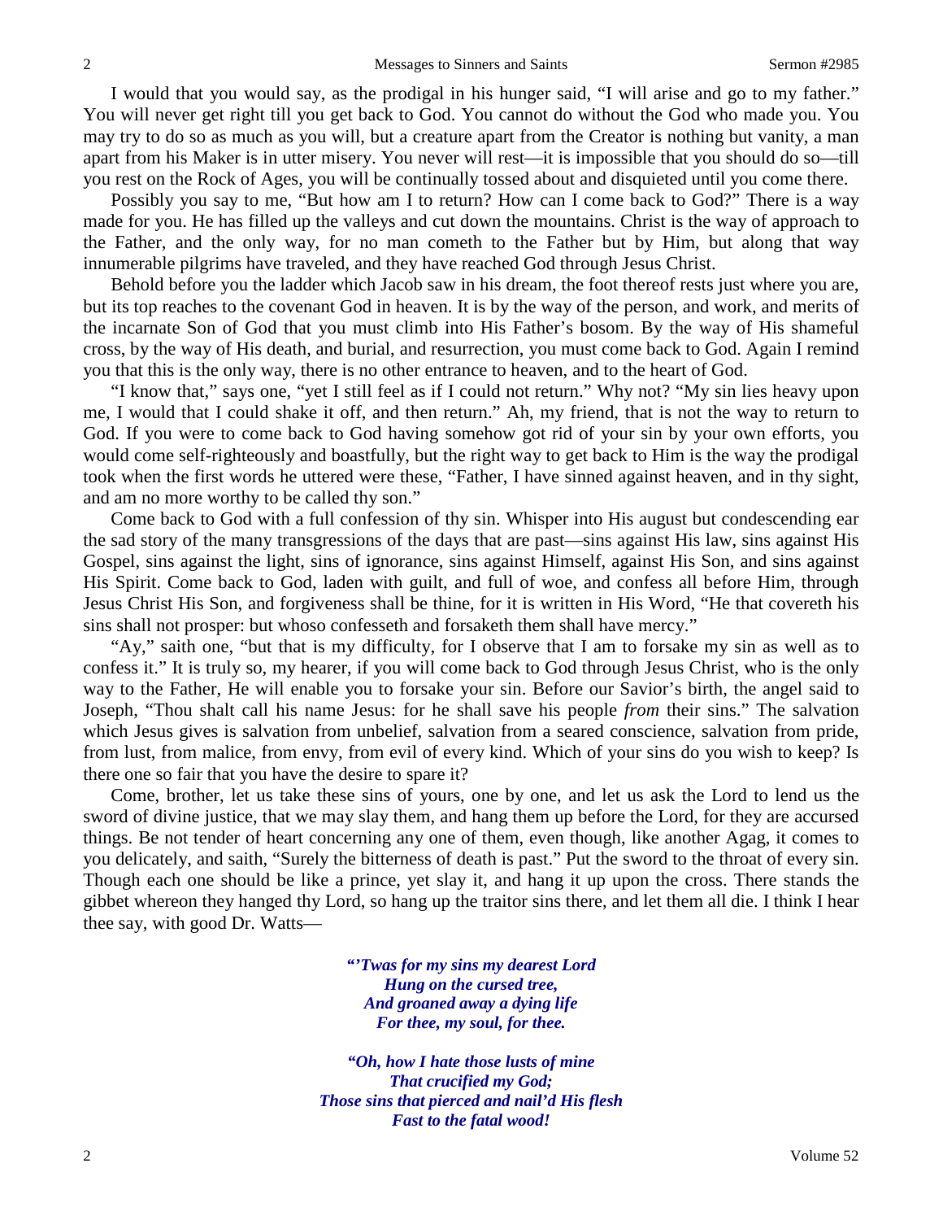I would that you would say, as the prodigal in his hunger said, "I will arise and go to my father." You will never get right till you get back to God. You cannot do without the God who made you. You may try to do so as much as you will, but a creature apart from the Creator is nothing but vanity, a man apart from his Maker is in utter misery. You never will rest—it is impossible that you should do so—till you rest on the Rock of Ages, you will be continually tossed about and disquieted until you come there.

Possibly you say to me, "But how am I to return? How can I come back to God?" There is a way made for you. He has filled up the valleys and cut down the mountains. Christ is the way of approach to the Father, and the only way, for no man cometh to the Father but by Him, but along that way innumerable pilgrims have traveled, and they have reached God through Jesus Christ.

Behold before you the ladder which Jacob saw in his dream, the foot thereof rests just where you are, but its top reaches to the covenant God in heaven. It is by the way of the person, and work, and merits of the incarnate Son of God that you must climb into His Father's bosom. By the way of His shameful cross, by the way of His death, and burial, and resurrection, you must come back to God. Again I remind you that this is the only way, there is no other entrance to heaven, and to the heart of God.

"I know that," says one, "yet I still feel as if I could not return." Why not? "My sin lies heavy upon me, I would that I could shake it off, and then return." Ah, my friend, that is not the way to return to God. If you were to come back to God having somehow got rid of your sin by your own efforts, you would come self-righteously and boastfully, but the right way to get back to Him is the way the prodigal took when the first words he uttered were these, "Father, I have sinned against heaven, and in thy sight, and am no more worthy to be called thy son."

Come back to God with a full confession of thy sin. Whisper into His august but condescending ear the sad story of the many transgressions of the days that are past—sins against His law, sins against His Gospel, sins against the light, sins of ignorance, sins against Himself, against His Son, and sins against His Spirit. Come back to God, laden with guilt, and full of woe, and confess all before Him, through Jesus Christ His Son, and forgiveness shall be thine, for it is written in His Word, "He that covereth his sins shall not prosper: but whoso confesseth and forsaketh them shall have mercy."

"Ay," saith one, "but that is my difficulty, for I observe that I am to forsake my sin as well as to confess it." It is truly so, my hearer, if you will come back to God through Jesus Christ, who is the only way to the Father, He will enable you to forsake your sin. Before our Savior's birth, the angel said to Joseph, "Thou shalt call his name Jesus: for he shall save his people *from* their sins." The salvation which Jesus gives is salvation from unbelief, salvation from a seared conscience, salvation from pride, from lust, from malice, from envy, from evil of every kind. Which of your sins do you wish to keep? Is there one so fair that you have the desire to spare it?

Come, brother, let us take these sins of yours, one by one, and let us ask the Lord to lend us the sword of divine justice, that we may slay them, and hang them up before the Lord, for they are accursed things. Be not tender of heart concerning any one of them, even though, like another Agag, it comes to you delicately, and saith, "Surely the bitterness of death is past." Put the sword to the throat of every sin. Though each one should be like a prince, yet slay it, and hang it up upon the cross. There stands the gibbet whereon they hanged thy Lord, so hang up the traitor sins there, and let them all die. I think I hear thee say, with good Dr. Watts—

> ***"'Twas for my sins my dearest Lord***
> ***Hung on the cursed tree,***
> ***And groaned away a dying life***
> ***For thee, my soul, for thee.***
>
> ***"Oh, how I hate those lusts of mine***
> ***That crucified my God;***
> ***Those sins that pierced and nail'd His flesh***
> ***Fast to the fatal wood!***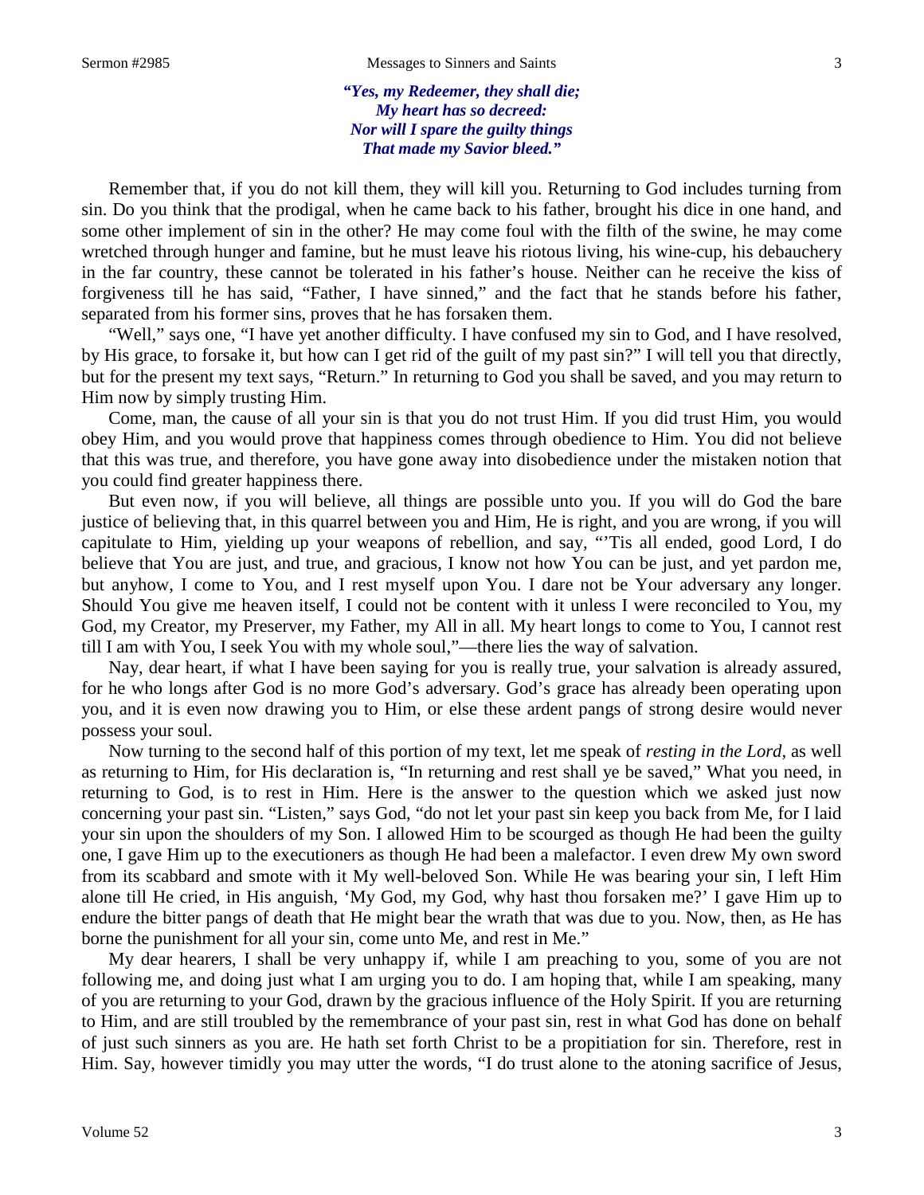***"Yes, my Redeemer, they shall die;***
***My heart has so decreed:***
***Nor will I spare the guilty things***
***That made my Savior bleed."***

Remember that, if you do not kill them, they will kill you. Returning to God includes turning from sin. Do you think that the prodigal, when he came back to his father, brought his dice in one hand, and some other implement of sin in the other? He may come foul with the filth of the swine, he may come wretched through hunger and famine, but he must leave his riotous living, his wine-cup, his debauchery in the far country, these cannot be tolerated in his father's house. Neither can he receive the kiss of forgiveness till he has said, "Father, I have sinned," and the fact that he stands before his father, separated from his former sins, proves that he has forsaken them.

"Well," says one, "I have yet another difficulty. I have confused my sin to God, and I have resolved, by His grace, to forsake it, but how can I get rid of the guilt of my past sin?" I will tell you that directly, but for the present my text says, "Return." In returning to God you shall be saved, and you may return to Him now by simply trusting Him.

Come, man, the cause of all your sin is that you do not trust Him. If you did trust Him, you would obey Him, and you would prove that happiness comes through obedience to Him. You did not believe that this was true, and therefore, you have gone away into disobedience under the mistaken notion that you could find greater happiness there.

But even now, if you will believe, all things are possible unto you. If you will do God the bare justice of believing that, in this quarrel between you and Him, He is right, and you are wrong, if you will capitulate to Him, yielding up your weapons of rebellion, and say, "'Tis all ended, good Lord, I do believe that You are just, and true, and gracious, I know not how You can be just, and yet pardon me, but anyhow, I come to You, and I rest myself upon You. I dare not be Your adversary any longer. Should You give me heaven itself, I could not be content with it unless I were reconciled to You, my God, my Creator, my Preserver, my Father, my All in all. My heart longs to come to You, I cannot rest till I am with You, I seek You with my whole soul,"—there lies the way of salvation.

Nay, dear heart, if what I have been saying for you is really true, your salvation is already assured, for he who longs after God is no more God's adversary. God's grace has already been operating upon you, and it is even now drawing you to Him, or else these ardent pangs of strong desire would never possess your soul.

Now turning to the second half of this portion of my text, let me speak of *resting in the Lord*, as well as returning to Him, for His declaration is, "In returning and rest shall ye be saved," What you need, in returning to God, is to rest in Him. Here is the answer to the question which we asked just now concerning your past sin. "Listen," says God, "do not let your past sin keep you back from Me, for I laid your sin upon the shoulders of my Son. I allowed Him to be scourged as though He had been the guilty one, I gave Him up to the executioners as though He had been a malefactor. I even drew My own sword from its scabbard and smote with it My well-beloved Son. While He was bearing your sin, I left Him alone till He cried, in His anguish, 'My God, my God, why hast thou forsaken me?' I gave Him up to endure the bitter pangs of death that He might bear the wrath that was due to you. Now, then, as He has borne the punishment for all your sin, come unto Me, and rest in Me."

My dear hearers, I shall be very unhappy if, while I am preaching to you, some of you are not following me, and doing just what I am urging you to do. I am hoping that, while I am speaking, many of you are returning to your God, drawn by the gracious influence of the Holy Spirit. If you are returning to Him, and are still troubled by the remembrance of your past sin, rest in what God has done on behalf of just such sinners as you are. He hath set forth Christ to be a propitiation for sin. Therefore, rest in Him. Say, however timidly you may utter the words, "I do trust alone to the atoning sacrifice of Jesus,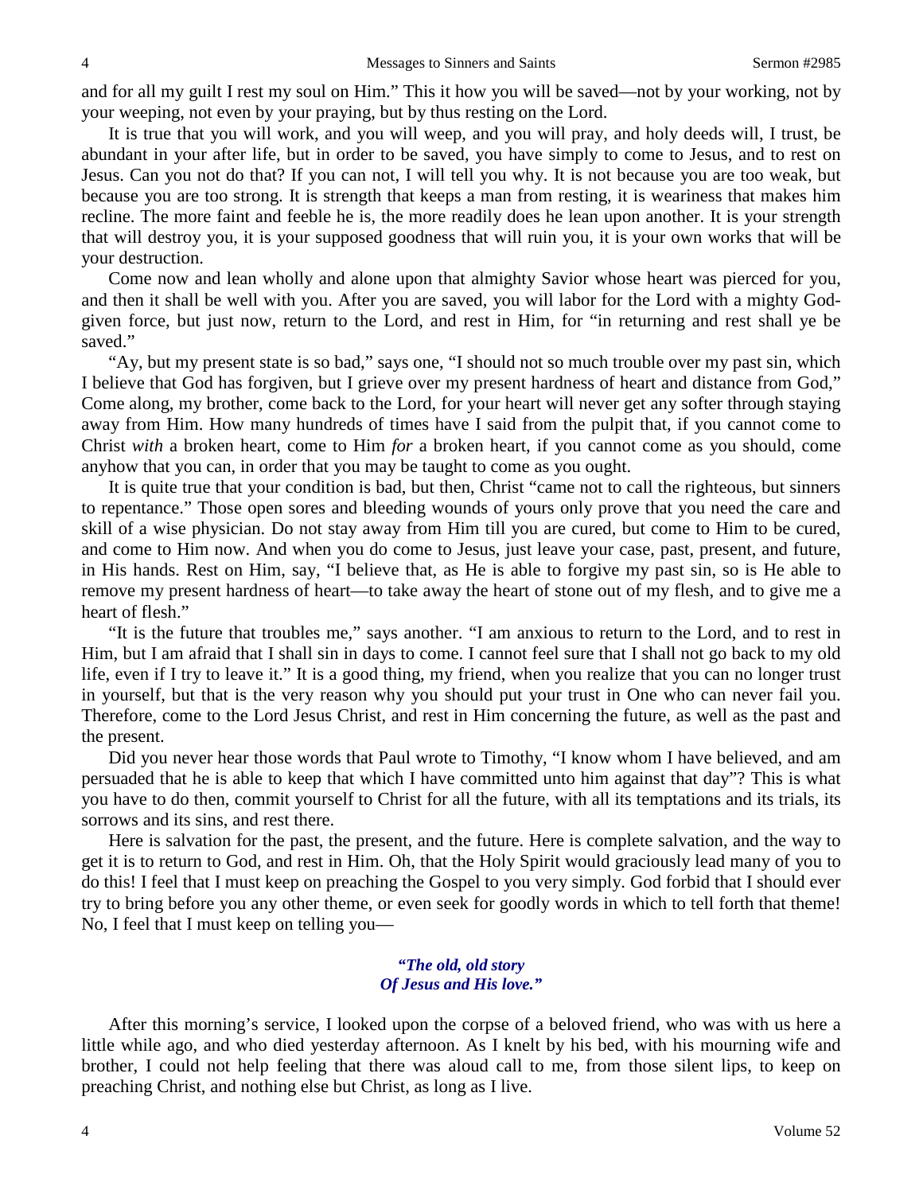and for all my guilt I rest my soul on Him." This it how you will be saved—not by your working, not by your weeping, not even by your praying, but by thus resting on the Lord.

It is true that you will work, and you will weep, and you will pray, and holy deeds will, I trust, be abundant in your after life, but in order to be saved, you have simply to come to Jesus, and to rest on Jesus. Can you not do that? If you can not, I will tell you why. It is not because you are too weak, but because you are too strong. It is strength that keeps a man from resting, it is weariness that makes him recline. The more faint and feeble he is, the more readily does he lean upon another. It is your strength that will destroy you, it is your supposed goodness that will ruin you, it is your own works that will be your destruction.

Come now and lean wholly and alone upon that almighty Savior whose heart was pierced for you, and then it shall be well with you. After you are saved, you will labor for the Lord with a mighty God-given force, but just now, return to the Lord, and rest in Him, for "in returning and rest shall ye be saved."

"Ay, but my present state is so bad," says one, "I should not so much trouble over my past sin, which I believe that God has forgiven, but I grieve over my present hardness of heart and distance from God," Come along, my brother, come back to the Lord, for your heart will never get any softer through staying away from Him. How many hundreds of times have I said from the pulpit that, if you cannot come to Christ *with* a broken heart, come to Him *for* a broken heart, if you cannot come as you should, come anyhow that you can, in order that you may be taught to come as you ought.

It is quite true that your condition is bad, but then, Christ "came not to call the righteous, but sinners to repentance." Those open sores and bleeding wounds of yours only prove that you need the care and skill of a wise physician. Do not stay away from Him till you are cured, but come to Him to be cured, and come to Him now. And when you do come to Jesus, just leave your case, past, present, and future, in His hands. Rest on Him, say, "I believe that, as He is able to forgive my past sin, so is He able to remove my present hardness of heart—to take away the heart of stone out of my flesh, and to give me a heart of flesh."

"It is the future that troubles me," says another. "I am anxious to return to the Lord, and to rest in Him, but I am afraid that I shall sin in days to come. I cannot feel sure that I shall not go back to my old life, even if I try to leave it." It is a good thing, my friend, when you realize that you can no longer trust in yourself, but that is the very reason why you should put your trust in One who can never fail you. Therefore, come to the Lord Jesus Christ, and rest in Him concerning the future, as well as the past and the present.

Did you never hear those words that Paul wrote to Timothy, "I know whom I have believed, and am persuaded that he is able to keep that which I have committed unto him against that day"? This is what you have to do then, commit yourself to Christ for all the future, with all its temptations and its trials, its sorrows and its sins, and rest there.

Here is salvation for the past, the present, and the future. Here is complete salvation, and the way to get it is to return to God, and rest in Him. Oh, that the Holy Spirit would graciously lead many of you to do this! I feel that I must keep on preaching the Gospel to you very simply. God forbid that I should ever try to bring before you any other theme, or even seek for goodly words in which to tell forth that theme! No, I feel that I must keep on telling you—

*"The old, old story*
*Of Jesus and His love."*

After this morning's service, I looked upon the corpse of a beloved friend, who was with us here a little while ago, and who died yesterday afternoon. As I knelt by his bed, with his mourning wife and brother, I could not help feeling that there was aloud call to me, from those silent lips, to keep on preaching Christ, and nothing else but Christ, as long as I live.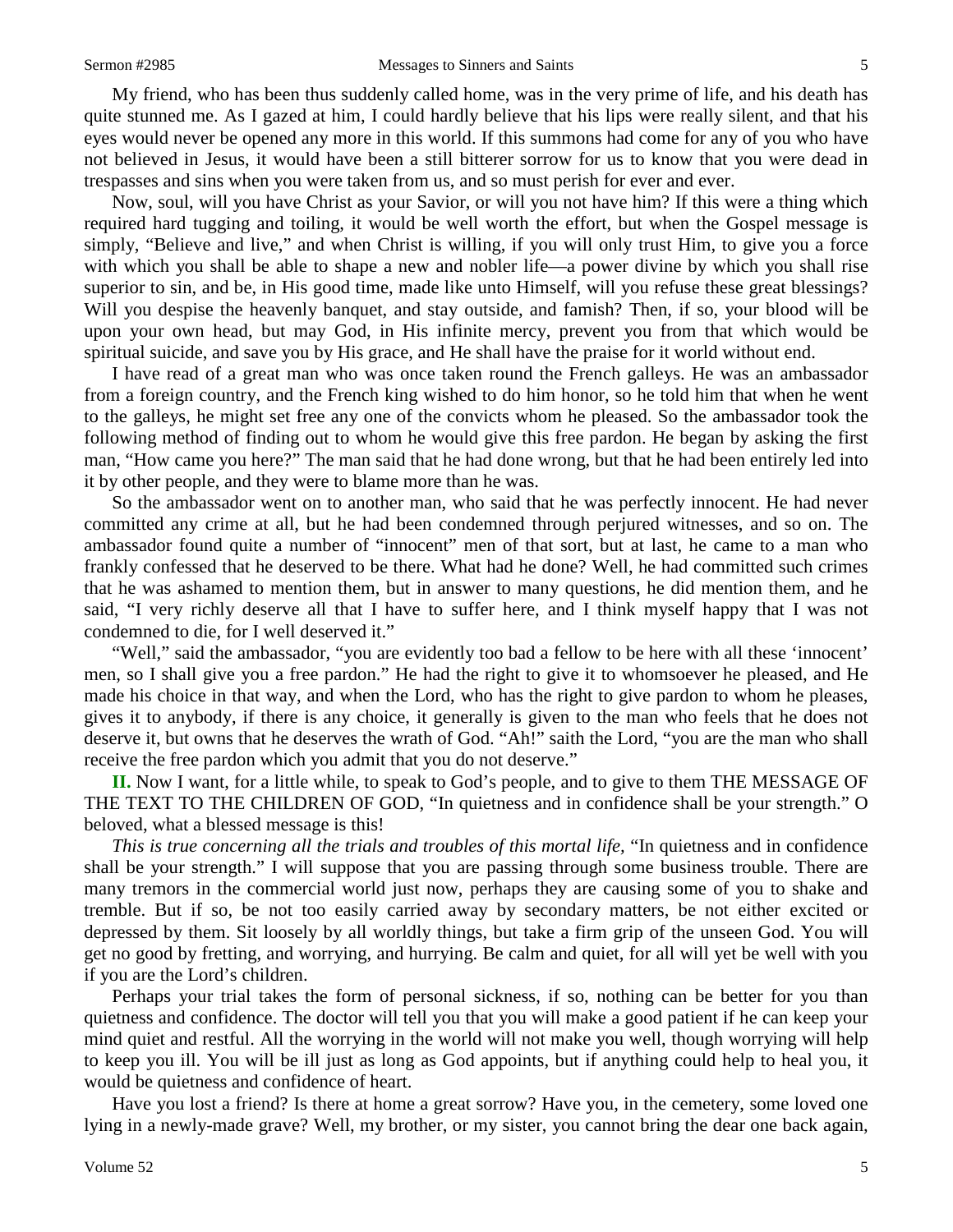My friend, who has been thus suddenly called home, was in the very prime of life, and his death has quite stunned me. As I gazed at him, I could hardly believe that his lips were really silent, and that his eyes would never be opened any more in this world. If this summons had come for any of you who have not believed in Jesus, it would have been a still bitterer sorrow for us to know that you were dead in trespasses and sins when you were taken from us, and so must perish for ever and ever.

Now, soul, will you have Christ as your Savior, or will you not have him? If this were a thing which required hard tugging and toiling, it would be well worth the effort, but when the Gospel message is simply, "Believe and live," and when Christ is willing, if you will only trust Him, to give you a force with which you shall be able to shape a new and nobler life—a power divine by which you shall rise superior to sin, and be, in His good time, made like unto Himself, will you refuse these great blessings? Will you despise the heavenly banquet, and stay outside, and famish? Then, if so, your blood will be upon your own head, but may God, in His infinite mercy, prevent you from that which would be spiritual suicide, and save you by His grace, and He shall have the praise for it world without end.

I have read of a great man who was once taken round the French galleys. He was an ambassador from a foreign country, and the French king wished to do him honor, so he told him that when he went to the galleys, he might set free any one of the convicts whom he pleased. So the ambassador took the following method of finding out to whom he would give this free pardon. He began by asking the first man, "How came you here?" The man said that he had done wrong, but that he had been entirely led into it by other people, and they were to blame more than he was.

So the ambassador went on to another man, who said that he was perfectly innocent. He had never committed any crime at all, but he had been condemned through perjured witnesses, and so on. The ambassador found quite a number of "innocent" men of that sort, but at last, he came to a man who frankly confessed that he deserved to be there. What had he done? Well, he had committed such crimes that he was ashamed to mention them, but in answer to many questions, he did mention them, and he said, "I very richly deserve all that I have to suffer here, and I think myself happy that I was not condemned to die, for I well deserved it."

"Well," said the ambassador, "you are evidently too bad a fellow to be here with all these 'innocent' men, so I shall give you a free pardon." He had the right to give it to whomsoever he pleased, and He made his choice in that way, and when the Lord, who has the right to give pardon to whom he pleases, gives it to anybody, if there is any choice, it generally is given to the man who feels that he does not deserve it, but owns that he deserves the wrath of God. "Ah!" saith the Lord, "you are the man who shall receive the free pardon which you admit that you do not deserve."

**II.** Now I want, for a little while, to speak to God's people, and to give to them THE MESSAGE OF THE TEXT TO THE CHILDREN OF GOD, "In quietness and in confidence shall be your strength." O beloved, what a blessed message is this!

*This is true concerning all the trials and troubles of this mortal life,* "In quietness and in confidence shall be your strength." I will suppose that you are passing through some business trouble. There are many tremors in the commercial world just now, perhaps they are causing some of you to shake and tremble. But if so, be not too easily carried away by secondary matters, be not either excited or depressed by them. Sit loosely by all worldly things, but take a firm grip of the unseen God. You will get no good by fretting, and worrying, and hurrying. Be calm and quiet, for all will yet be well with you if you are the Lord's children.

Perhaps your trial takes the form of personal sickness, if so, nothing can be better for you than quietness and confidence. The doctor will tell you that you will make a good patient if he can keep your mind quiet and restful. All the worrying in the world will not make you well, though worrying will help to keep you ill. You will be ill just as long as God appoints, but if anything could help to heal you, it would be quietness and confidence of heart.

Have you lost a friend? Is there at home a great sorrow? Have you, in the cemetery, some loved one lying in a newly-made grave? Well, my brother, or my sister, you cannot bring the dear one back again,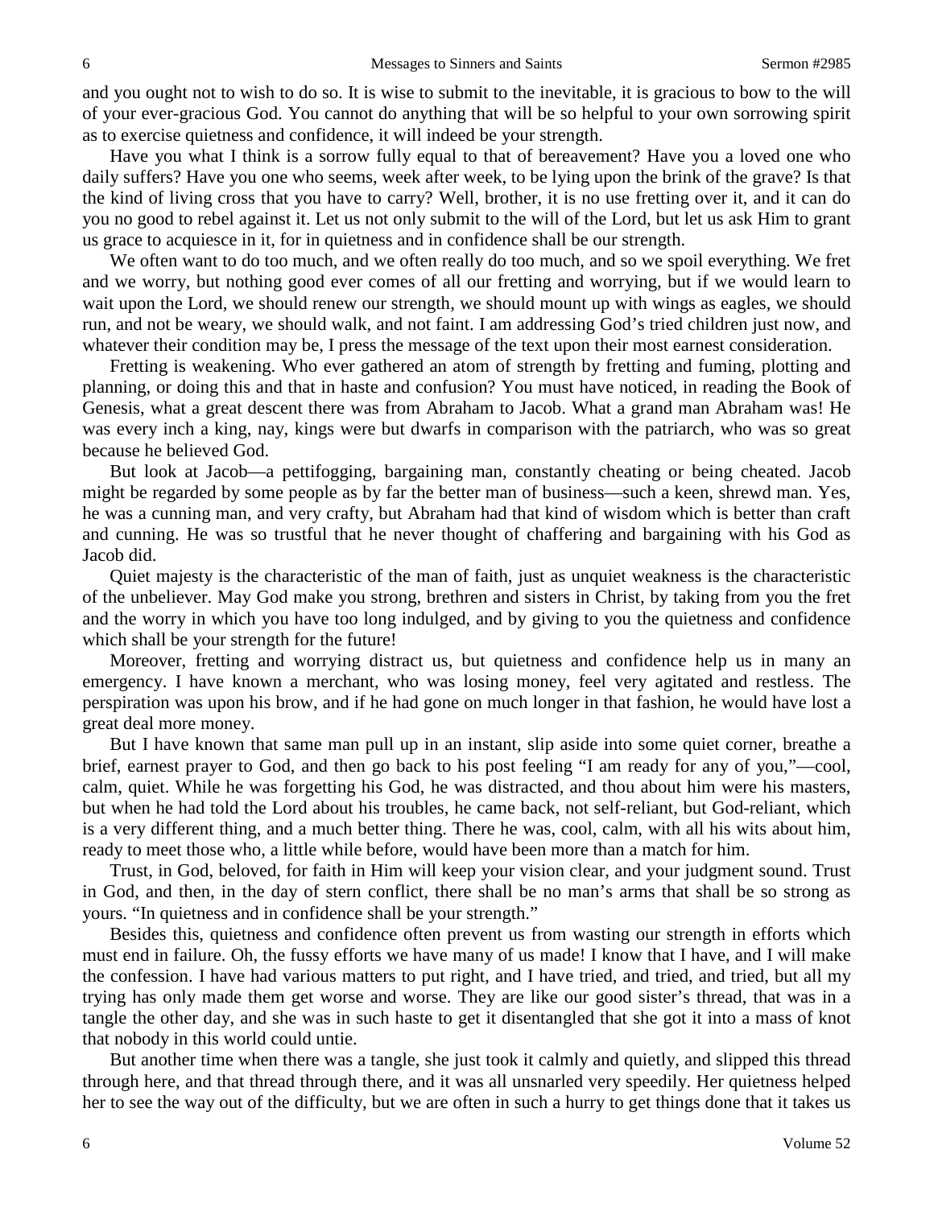and you ought not to wish to do so. It is wise to submit to the inevitable, it is gracious to bow to the will of your ever-gracious God. You cannot do anything that will be so helpful to your own sorrowing spirit as to exercise quietness and confidence, it will indeed be your strength.

Have you what I think is a sorrow fully equal to that of bereavement? Have you a loved one who daily suffers? Have you one who seems, week after week, to be lying upon the brink of the grave? Is that the kind of living cross that you have to carry? Well, brother, it is no use fretting over it, and it can do you no good to rebel against it. Let us not only submit to the will of the Lord, but let us ask Him to grant us grace to acquiesce in it, for in quietness and in confidence shall be our strength.

We often want to do too much, and we often really do too much, and so we spoil everything. We fret and we worry, but nothing good ever comes of all our fretting and worrying, but if we would learn to wait upon the Lord, we should renew our strength, we should mount up with wings as eagles, we should run, and not be weary, we should walk, and not faint. I am addressing God's tried children just now, and whatever their condition may be, I press the message of the text upon their most earnest consideration.

Fretting is weakening. Who ever gathered an atom of strength by fretting and fuming, plotting and planning, or doing this and that in haste and confusion? You must have noticed, in reading the Book of Genesis, what a great descent there was from Abraham to Jacob. What a grand man Abraham was! He was every inch a king, nay, kings were but dwarfs in comparison with the patriarch, who was so great because he believed God.

But look at Jacob—a pettifogging, bargaining man, constantly cheating or being cheated. Jacob might be regarded by some people as by far the better man of business—such a keen, shrewd man. Yes, he was a cunning man, and very crafty, but Abraham had that kind of wisdom which is better than craft and cunning. He was so trustful that he never thought of chaffering and bargaining with his God as Jacob did.

Quiet majesty is the characteristic of the man of faith, just as unquiet weakness is the characteristic of the unbeliever. May God make you strong, brethren and sisters in Christ, by taking from you the fret and the worry in which you have too long indulged, and by giving to you the quietness and confidence which shall be your strength for the future!

Moreover, fretting and worrying distract us, but quietness and confidence help us in many an emergency. I have known a merchant, who was losing money, feel very agitated and restless. The perspiration was upon his brow, and if he had gone on much longer in that fashion, he would have lost a great deal more money.

But I have known that same man pull up in an instant, slip aside into some quiet corner, breathe a brief, earnest prayer to God, and then go back to his post feeling "I am ready for any of you,"—cool, calm, quiet. While he was forgetting his God, he was distracted, and thou about him were his masters, but when he had told the Lord about his troubles, he came back, not self-reliant, but God-reliant, which is a very different thing, and a much better thing. There he was, cool, calm, with all his wits about him, ready to meet those who, a little while before, would have been more than a match for him.

Trust, in God, beloved, for faith in Him will keep your vision clear, and your judgment sound. Trust in God, and then, in the day of stern conflict, there shall be no man's arms that shall be so strong as yours. "In quietness and in confidence shall be your strength."

Besides this, quietness and confidence often prevent us from wasting our strength in efforts which must end in failure. Oh, the fussy efforts we have many of us made! I know that I have, and I will make the confession. I have had various matters to put right, and I have tried, and tried, and tried, but all my trying has only made them get worse and worse. They are like our good sister's thread, that was in a tangle the other day, and she was in such haste to get it disentangled that she got it into a mass of knot that nobody in this world could untie.

But another time when there was a tangle, she just took it calmly and quietly, and slipped this thread through here, and that thread through there, and it was all unsnarled very speedily. Her quietness helped her to see the way out of the difficulty, but we are often in such a hurry to get things done that it takes us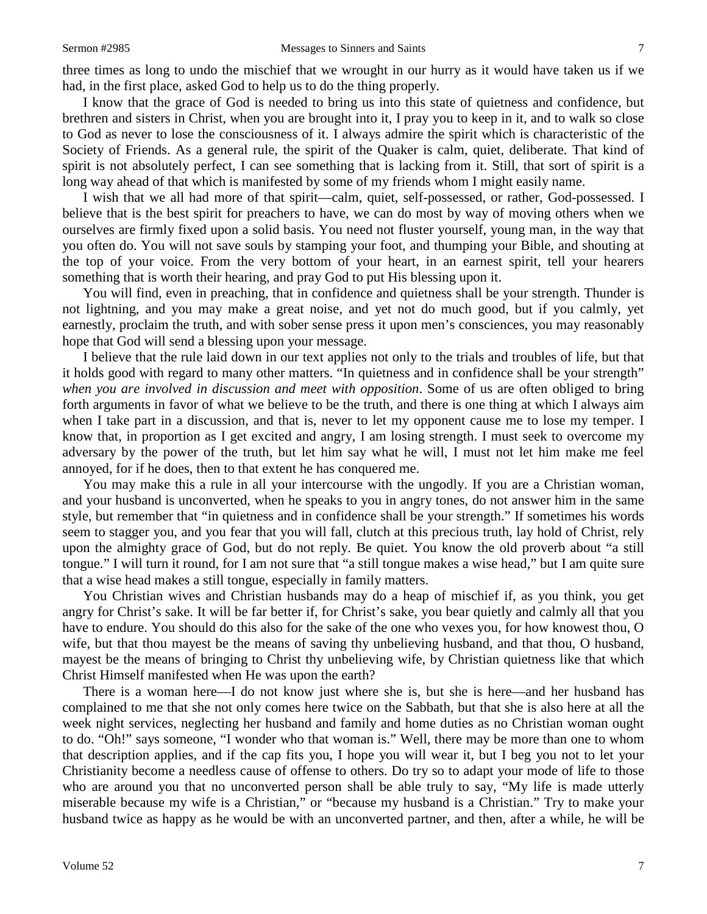three times as long to undo the mischief that we wrought in our hurry as it would have taken us if we had, in the first place, asked God to help us to do the thing properly.

I know that the grace of God is needed to bring us into this state of quietness and confidence, but brethren and sisters in Christ, when you are brought into it, I pray you to keep in it, and to walk so close to God as never to lose the consciousness of it. I always admire the spirit which is characteristic of the Society of Friends. As a general rule, the spirit of the Quaker is calm, quiet, deliberate. That kind of spirit is not absolutely perfect, I can see something that is lacking from it. Still, that sort of spirit is a long way ahead of that which is manifested by some of my friends whom I might easily name.

I wish that we all had more of that spirit—calm, quiet, self-possessed, or rather, God-possessed. I believe that is the best spirit for preachers to have, we can do most by way of moving others when we ourselves are firmly fixed upon a solid basis. You need not fluster yourself, young man, in the way that you often do. You will not save souls by stamping your foot, and thumping your Bible, and shouting at the top of your voice. From the very bottom of your heart, in an earnest spirit, tell your hearers something that is worth their hearing, and pray God to put His blessing upon it.

You will find, even in preaching, that in confidence and quietness shall be your strength. Thunder is not lightning, and you may make a great noise, and yet not do much good, but if you calmly, yet earnestly, proclaim the truth, and with sober sense press it upon men's consciences, you may reasonably hope that God will send a blessing upon your message.

I believe that the rule laid down in our text applies not only to the trials and troubles of life, but that it holds good with regard to many other matters. "In quietness and in confidence shall be your strength" *when you are involved in discussion and meet with opposition*. Some of us are often obliged to bring forth arguments in favor of what we believe to be the truth, and there is one thing at which I always aim when I take part in a discussion, and that is, never to let my opponent cause me to lose my temper. I know that, in proportion as I get excited and angry, I am losing strength. I must seek to overcome my adversary by the power of the truth, but let him say what he will, I must not let him make me feel annoyed, for if he does, then to that extent he has conquered me.

You may make this a rule in all your intercourse with the ungodly. If you are a Christian woman, and your husband is unconverted, when he speaks to you in angry tones, do not answer him in the same style, but remember that "in quietness and in confidence shall be your strength." If sometimes his words seem to stagger you, and you fear that you will fall, clutch at this precious truth, lay hold of Christ, rely upon the almighty grace of God, but do not reply. Be quiet. You know the old proverb about "a still tongue." I will turn it round, for I am not sure that "a still tongue makes a wise head," but I am quite sure that a wise head makes a still tongue, especially in family matters.

You Christian wives and Christian husbands may do a heap of mischief if, as you think, you get angry for Christ's sake. It will be far better if, for Christ's sake, you bear quietly and calmly all that you have to endure. You should do this also for the sake of the one who vexes you, for how knowest thou, O wife, but that thou mayest be the means of saving thy unbelieving husband, and that thou, O husband, mayest be the means of bringing to Christ thy unbelieving wife, by Christian quietness like that which Christ Himself manifested when He was upon the earth?

There is a woman here—I do not know just where she is, but she is here—and her husband has complained to me that she not only comes here twice on the Sabbath, but that she is also here at all the week night services, neglecting her husband and family and home duties as no Christian woman ought to do. "Oh!" says someone, "I wonder who that woman is." Well, there may be more than one to whom that description applies, and if the cap fits you, I hope you will wear it, but I beg you not to let your Christianity become a needless cause of offense to others. Do try so to adapt your mode of life to those who are around you that no unconverted person shall be able truly to say, "My life is made utterly miserable because my wife is a Christian," or "because my husband is a Christian." Try to make your husband twice as happy as he would be with an unconverted partner, and then, after a while, he will be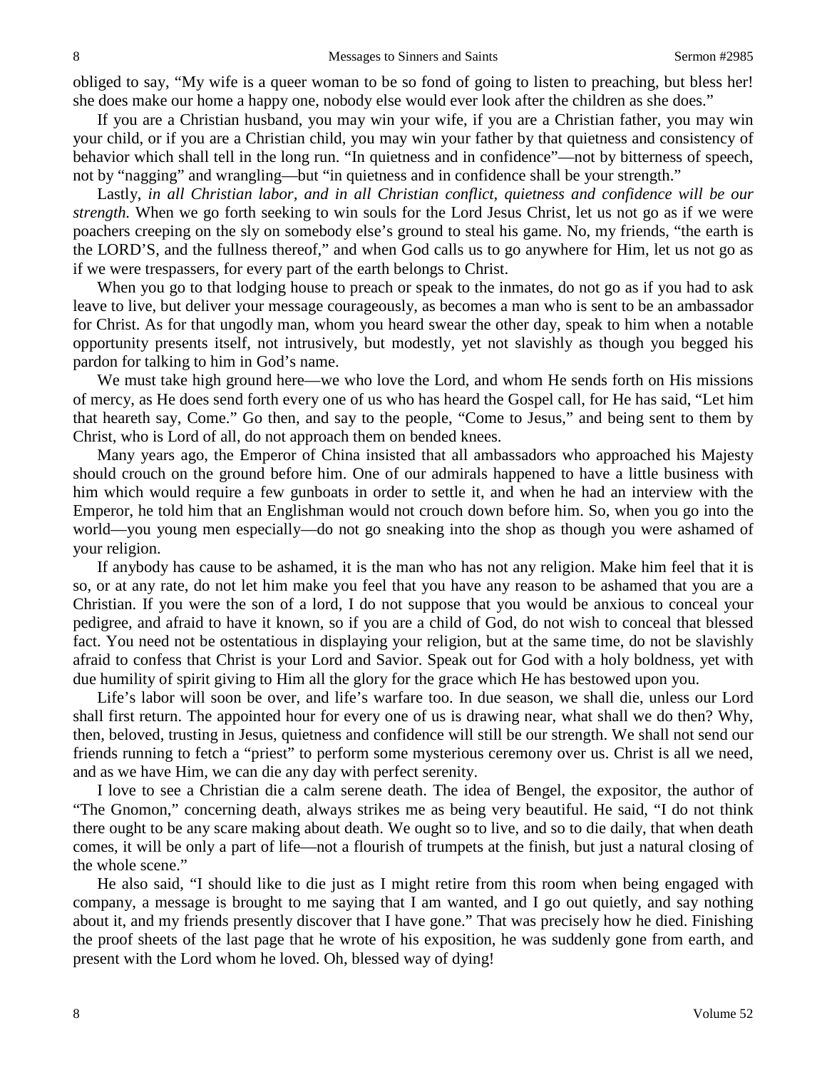obliged to say, "My wife is a queer woman to be so fond of going to listen to preaching, but bless her! she does make our home a happy one, nobody else would ever look after the children as she does."

If you are a Christian husband, you may win your wife, if you are a Christian father, you may win your child, or if you are a Christian child, you may win your father by that quietness and consistency of behavior which shall tell in the long run. "In quietness and in confidence"—not by bitterness of speech, not by "nagging" and wrangling—but "in quietness and in confidence shall be your strength."

Lastly, *in all Christian labor, and in all Christian conflict, quietness and confidence will be our strength.* When we go forth seeking to win souls for the Lord Jesus Christ, let us not go as if we were poachers creeping on the sly on somebody else's ground to steal his game. No, my friends, "the earth is the LORD'S, and the fullness thereof," and when God calls us to go anywhere for Him, let us not go as if we were trespassers, for every part of the earth belongs to Christ.

When you go to that lodging house to preach or speak to the inmates, do not go as if you had to ask leave to live, but deliver your message courageously, as becomes a man who is sent to be an ambassador for Christ. As for that ungodly man, whom you heard swear the other day, speak to him when a notable opportunity presents itself, not intrusively, but modestly, yet not slavishly as though you begged his pardon for talking to him in God's name.

We must take high ground here—we who love the Lord, and whom He sends forth on His missions of mercy, as He does send forth every one of us who has heard the Gospel call, for He has said, "Let him that heareth say, Come." Go then, and say to the people, "Come to Jesus," and being sent to them by Christ, who is Lord of all, do not approach them on bended knees.

Many years ago, the Emperor of China insisted that all ambassadors who approached his Majesty should crouch on the ground before him. One of our admirals happened to have a little business with him which would require a few gunboats in order to settle it, and when he had an interview with the Emperor, he told him that an Englishman would not crouch down before him. So, when you go into the world—you young men especially—do not go sneaking into the shop as though you were ashamed of your religion.

If anybody has cause to be ashamed, it is the man who has not any religion. Make him feel that it is so, or at any rate, do not let him make you feel that you have any reason to be ashamed that you are a Christian. If you were the son of a lord, I do not suppose that you would be anxious to conceal your pedigree, and afraid to have it known, so if you are a child of God, do not wish to conceal that blessed fact. You need not be ostentatious in displaying your religion, but at the same time, do not be slavishly afraid to confess that Christ is your Lord and Savior. Speak out for God with a holy boldness, yet with due humility of spirit giving to Him all the glory for the grace which He has bestowed upon you.

Life's labor will soon be over, and life's warfare too. In due season, we shall die, unless our Lord shall first return. The appointed hour for every one of us is drawing near, what shall we do then? Why, then, beloved, trusting in Jesus, quietness and confidence will still be our strength. We shall not send our friends running to fetch a "priest" to perform some mysterious ceremony over us. Christ is all we need, and as we have Him, we can die any day with perfect serenity.

I love to see a Christian die a calm serene death. The idea of Bengel, the expositor, the author of "The Gnomon," concerning death, always strikes me as being very beautiful. He said, "I do not think there ought to be any scare making about death. We ought so to live, and so to die daily, that when death comes, it will be only a part of life—not a flourish of trumpets at the finish, but just a natural closing of the whole scene."

He also said, "I should like to die just as I might retire from this room when being engaged with company, a message is brought to me saying that I am wanted, and I go out quietly, and say nothing about it, and my friends presently discover that I have gone." That was precisely how he died. Finishing the proof sheets of the last page that he wrote of his exposition, he was suddenly gone from earth, and present with the Lord whom he loved. Oh, blessed way of dying!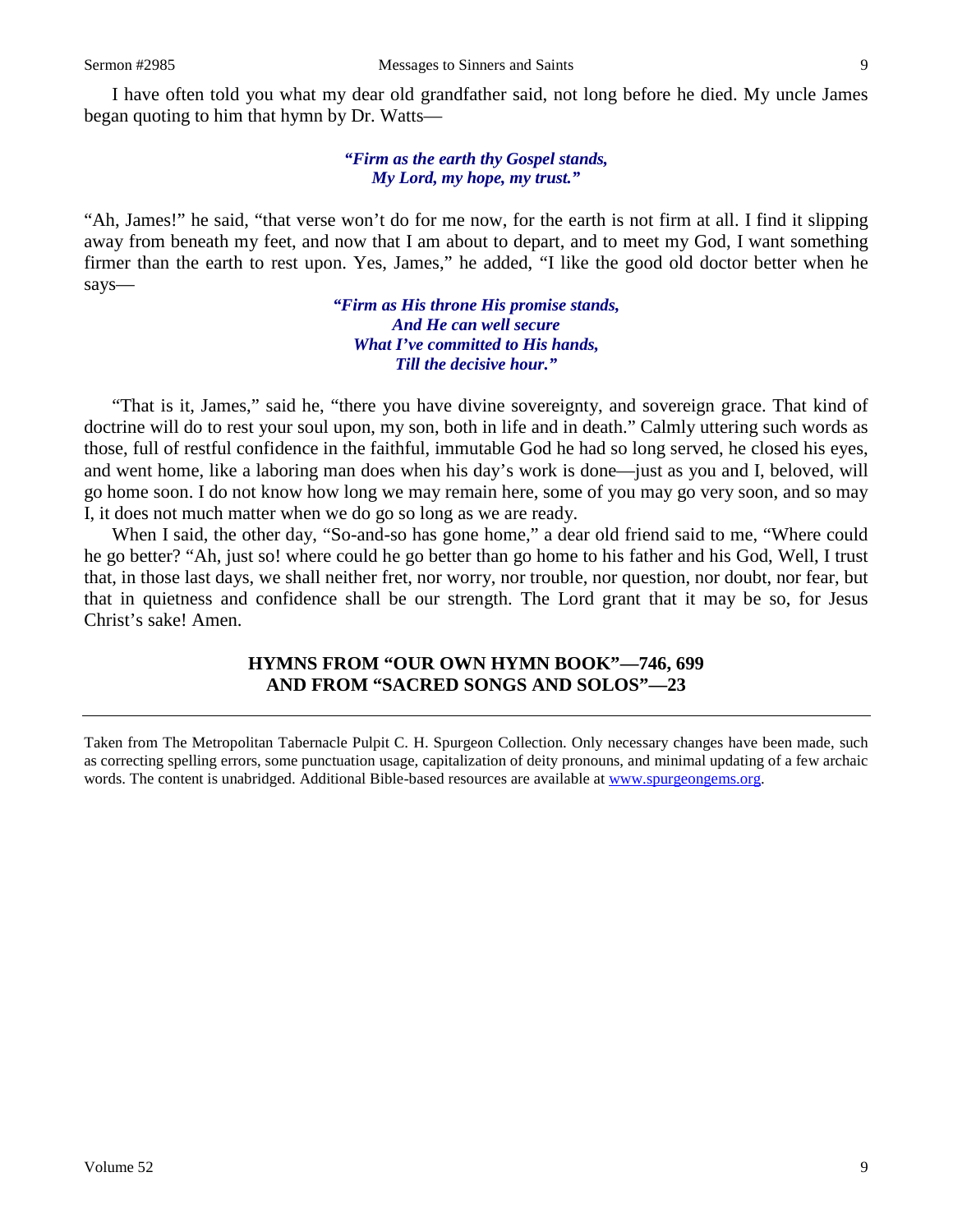I have often told you what my dear old grandfather said, not long before he died. My uncle James began quoting to him that hymn by Dr. Watts—

> ***"Firm as the earth thy Gospel stands,***
> ***My Lord, my hope, my trust."***

"Ah, James!" he said, "that verse won't do for me now, for the earth is not firm at all. I find it slipping away from beneath my feet, and now that I am about to depart, and to meet my God, I want something firmer than the earth to rest upon. Yes, James," he added, "I like the good old doctor better when he says—

> ***"Firm as His throne His promise stands,***
> ***And He can well secure***
> ***What I've committed to His hands,***
> ***Till the decisive hour."***

"That is it, James," said he, "there you have divine sovereignty, and sovereign grace. That kind of doctrine will do to rest your soul upon, my son, both in life and in death." Calmly uttering such words as those, full of restful confidence in the faithful, immutable God he had so long served, he closed his eyes, and went home, like a laboring man does when his day's work is done—just as you and I, beloved, will go home soon. I do not know how long we may remain here, some of you may go very soon, and so may I, it does not much matter when we do go so long as we are ready.

When I said, the other day, "So-and-so has gone home," a dear old friend said to me, "Where could he go better? "Ah, just so! where could he go better than go home to his father and his God, Well, I trust that, in those last days, we shall neither fret, nor worry, nor trouble, nor question, nor doubt, nor fear, but that in quietness and confidence shall be our strength. The Lord grant that it may be so, for Jesus Christ's sake! Amen.

## HYMNS FROM "OUR OWN HYMN BOOK"—746, 699 AND FROM "SACRED SONGS AND SOLOS"—23

---

Taken from The Metropolitan Tabernacle Pulpit C. H. Spurgeon Collection. Only necessary changes have been made, such as correcting spelling errors, some punctuation usage, capitalization of deity pronouns, and minimal updating of a few archaic words. The content is unabridged. Additional Bible-based resources are available at www.spurgeongems.org.